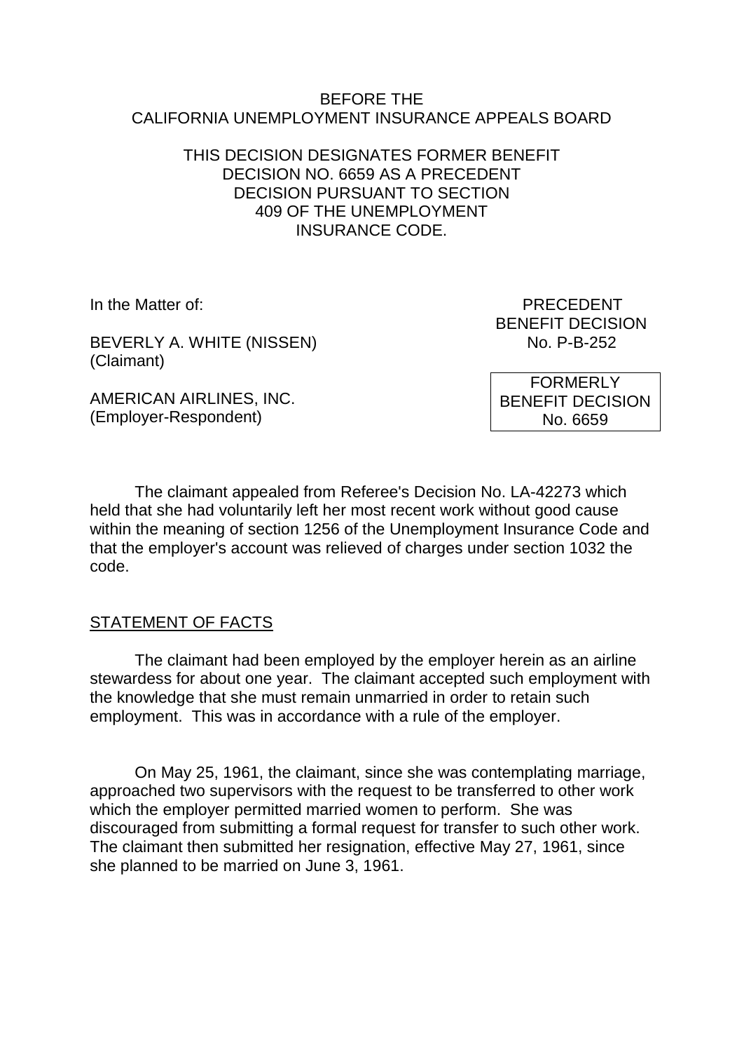BEFORE THE
CALIFORNIA UNEMPLOYMENT INSURANCE APPEALS BOARD

THIS DECISION DESIGNATES FORMER BENEFIT DECISION NO. 6659 AS A PRECEDENT DECISION PURSUANT TO SECTION 409 OF THE UNEMPLOYMENT INSURANCE CODE.

In the Matter of:

BEVERLY A. WHITE (NISSEN)
(Claimant)

AMERICAN AIRLINES, INC.
(Employer-Respondent)

PRECEDENT
BENEFIT DECISION
No. P-B-252

FORMERLY
BENEFIT DECISION
No. 6659

The claimant appealed from Referee's Decision No. LA-42273 which held that she had voluntarily left her most recent work without good cause within the meaning of section 1256 of the Unemployment Insurance Code and that the employer's account was relieved of charges under section 1032 the code.

## STATEMENT OF FACTS

The claimant had been employed by the employer herein as an airline stewardess for about one year. The claimant accepted such employment with the knowledge that she must remain unmarried in order to retain such employment. This was in accordance with a rule of the employer.

On May 25, 1961, the claimant, since she was contemplating marriage, approached two supervisors with the request to be transferred to other work which the employer permitted married women to perform. She was discouraged from submitting a formal request for transfer to such other work. The claimant then submitted her resignation, effective May 27, 1961, since she planned to be married on June 3, 1961.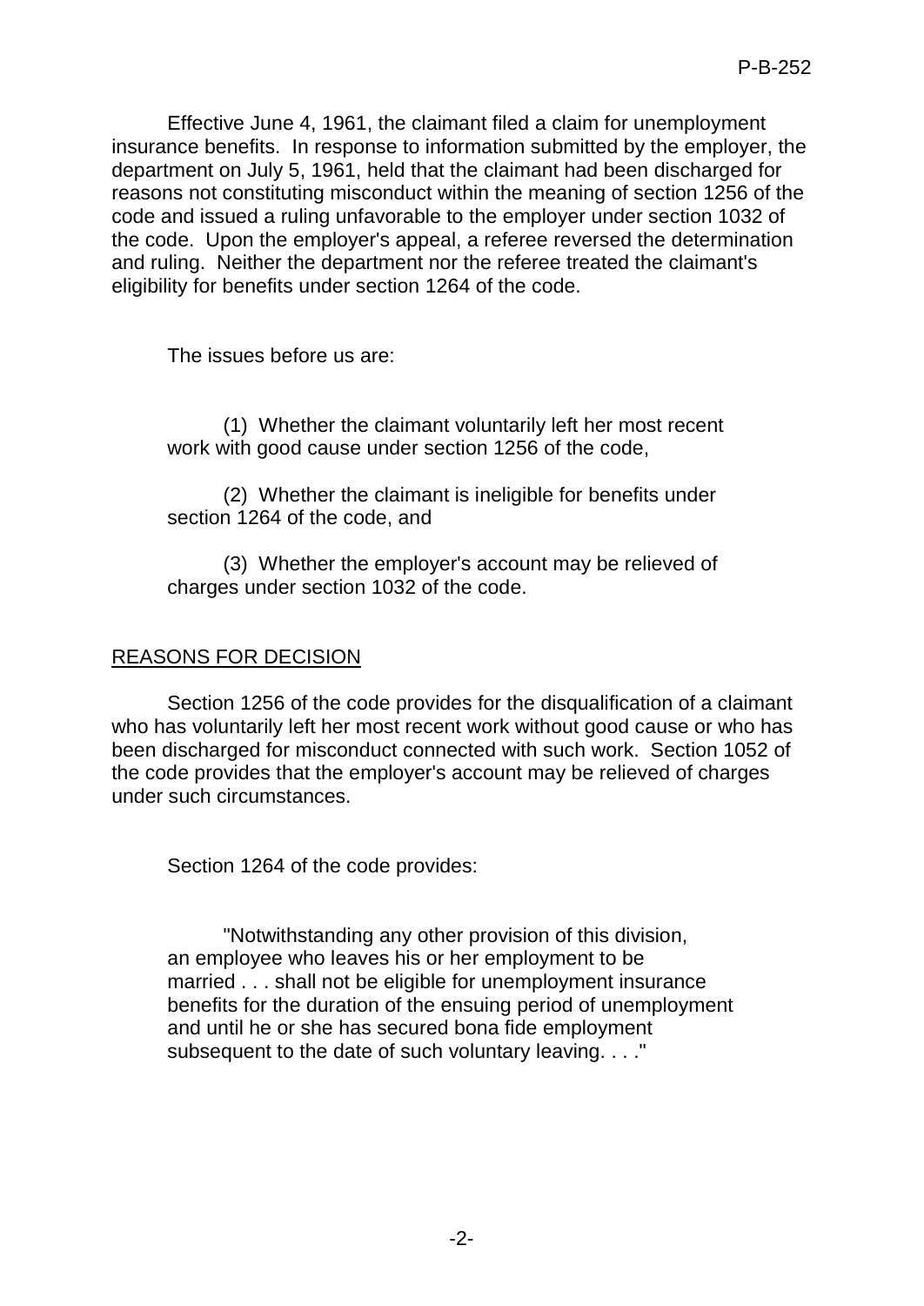Effective June 4, 1961, the claimant filed a claim for unemployment insurance benefits. In response to information submitted by the employer, the department on July 5, 1961, held that the claimant had been discharged for reasons not constituting misconduct within the meaning of section 1256 of the code and issued a ruling unfavorable to the employer under section 1032 of the code. Upon the employer's appeal, a referee reversed the determination and ruling. Neither the department nor the referee treated the claimant's eligibility for benefits under section 1264 of the code.

The issues before us are:

> (1) Whether the claimant voluntarily left her most recent work with good cause under section 1256 of the code,
>
> (2) Whether the claimant is ineligible for benefits under section 1264 of the code, and
>
> (3) Whether the employer's account may be relieved of charges under section 1032 of the code.

## REASONS FOR DECISION

Section 1256 of the code provides for the disqualification of a claimant who has voluntarily left her most recent work without good cause or who has been discharged for misconduct connected with such work. Section 1052 of the code provides that the employer's account may be relieved of charges under such circumstances.

Section 1264 of the code provides:

> "Notwithstanding any other provision of this division, an employee who leaves his or her employment to be married . . . shall not be eligible for unemployment insurance benefits for the duration of the ensuing period of unemployment and until he or she has secured bona fide employment subsequent to the date of such voluntary leaving. . . ."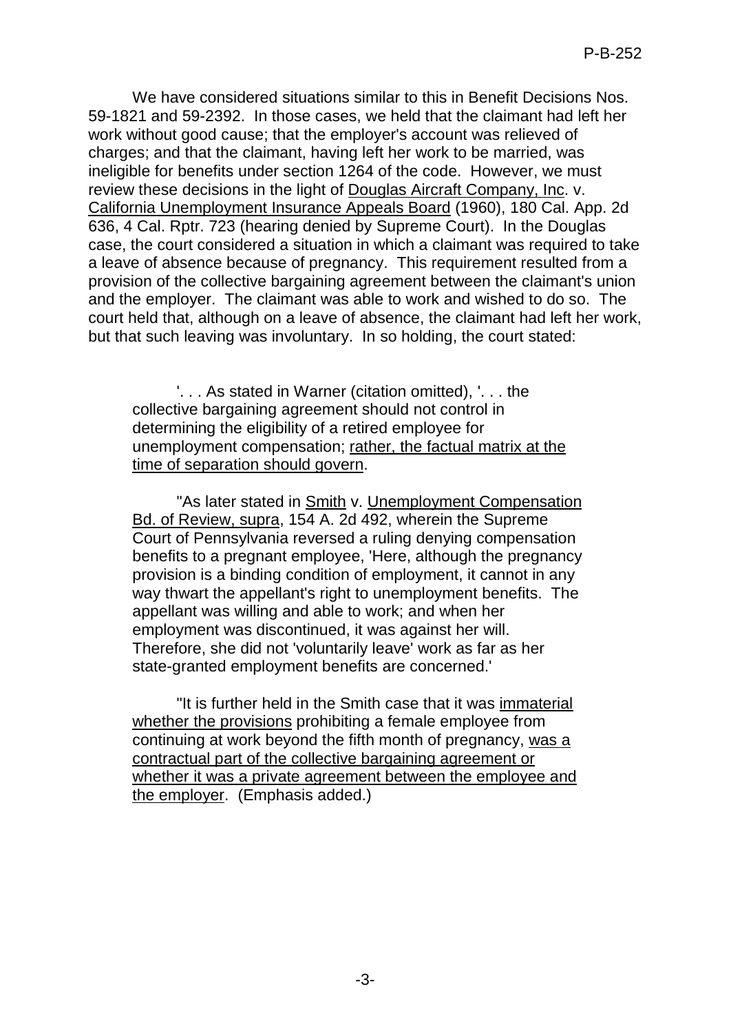We have considered situations similar to this in Benefit Decisions Nos. 59-1821 and 59-2392. In those cases, we held that the claimant had left her work without good cause; that the employer's account was relieved of charges; and that the claimant, having left her work to be married, was ineligible for benefits under section 1264 of the code. However, we must review these decisions in the light of Douglas Aircraft Company, Inc. v. California Unemployment Insurance Appeals Board (1960), 180 Cal. App. 2d 636, 4 Cal. Rptr. 723 (hearing denied by Supreme Court). In the Douglas case, the court considered a situation in which a claimant was required to take a leave of absence because of pregnancy. This requirement resulted from a provision of the collective bargaining agreement between the claimant's union and the employer. The claimant was able to work and wished to do so. The court held that, although on a leave of absence, the claimant had left her work, but that such leaving was involuntary. In so holding, the court stated:

> '. . . As stated in Warner (citation omitted), '. . . the collective bargaining agreement should not control in determining the eligibility of a retired employee for unemployment compensation; rather, the factual matrix at the time of separation should govern.
>
> "As later stated in Smith v. Unemployment Compensation Bd. of Review, supra, 154 A. 2d 492, wherein the Supreme Court of Pennsylvania reversed a ruling denying compensation benefits to a pregnant employee, 'Here, although the pregnancy provision is a binding condition of employment, it cannot in any way thwart the appellant's right to unemployment benefits. The appellant was willing and able to work; and when her employment was discontinued, it was against her will. Therefore, she did not 'voluntarily leave' work as far as her state-granted employment benefits are concerned.'
>
> "It is further held in the Smith case that it was immaterial whether the provisions prohibiting a female employee from continuing at work beyond the fifth month of pregnancy, was a contractual part of the collective bargaining agreement or whether it was a private agreement between the employee and the employer. (Emphasis added.)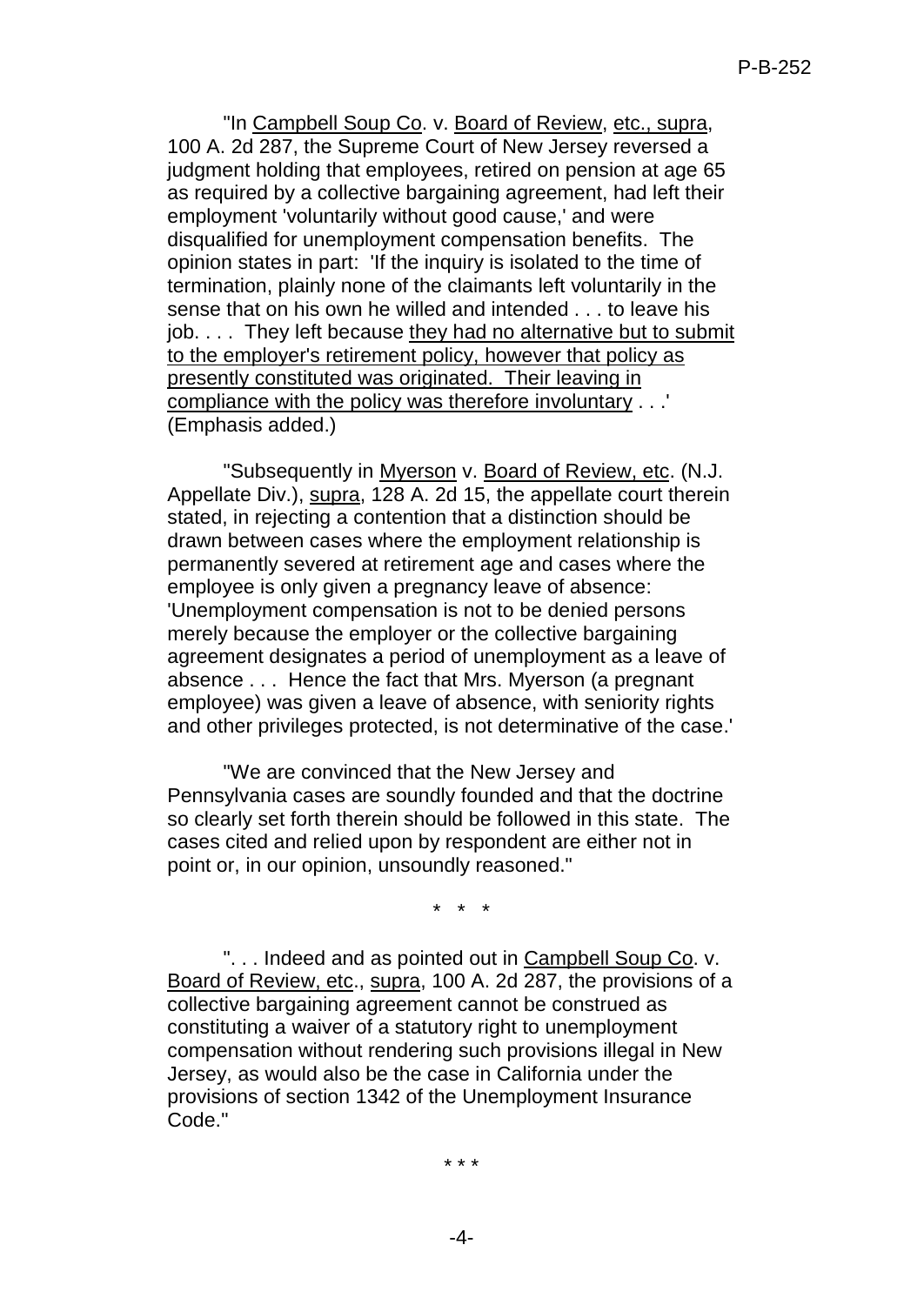"In Campbell Soup Co. v. Board of Review, etc., supra, 100 A. 2d 287, the Supreme Court of New Jersey reversed a judgment holding that employees, retired on pension at age 65 as required by a collective bargaining agreement, had left their employment 'voluntarily without good cause,' and were disqualified for unemployment compensation benefits. The opinion states in part: 'If the inquiry is isolated to the time of termination, plainly none of the claimants left voluntarily in the sense that on his own he willed and intended . . . to leave his job. . . . They left because they had no alternative but to submit to the employer's retirement policy, however that policy as presently constituted was originated. Their leaving in compliance with the policy was therefore involuntary . . .' (Emphasis added.)

"Subsequently in Myerson v. Board of Review, etc. (N.J. Appellate Div.), supra, 128 A. 2d 15, the appellate court therein stated, in rejecting a contention that a distinction should be drawn between cases where the employment relationship is permanently severed at retirement age and cases where the employee is only given a pregnancy leave of absence: 'Unemployment compensation is not to be denied persons merely because the employer or the collective bargaining agreement designates a period of unemployment as a leave of absence . . . Hence the fact that Mrs. Myerson (a pregnant employee) was given a leave of absence, with seniority rights and other privileges protected, is not determinative of the case.'

"We are convinced that the New Jersey and Pennsylvania cases are soundly founded and that the doctrine so clearly set forth therein should be followed in this state. The cases cited and relied upon by respondent are either not in point or, in our opinion, unsoundly reasoned."

\* \* \*

". . . Indeed and as pointed out in Campbell Soup Co. v. Board of Review, etc., supra, 100 A. 2d 287, the provisions of a collective bargaining agreement cannot be construed as constituting a waiver of a statutory right to unemployment compensation without rendering such provisions illegal in New Jersey, as would also be the case in California under the provisions of section 1342 of the Unemployment Insurance Code."

\* \* \*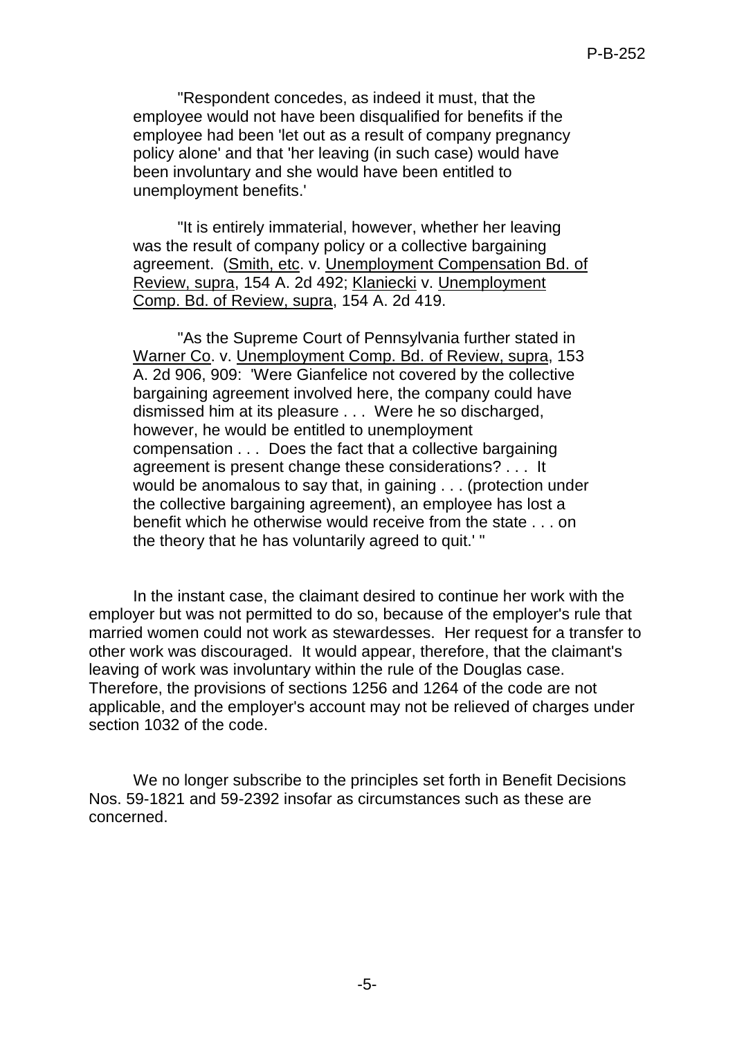"Respondent concedes, as indeed it must, that the employee would not have been disqualified for benefits if the employee had been 'let out as a result of company pregnancy policy alone' and that 'her leaving (in such case) would have been involuntary and she would have been entitled to unemployment benefits.'

"It is entirely immaterial, however, whether her leaving was the result of company policy or a collective bargaining agreement. (Smith, etc. v. Unemployment Compensation Bd. of Review, supra, 154 A. 2d 492; Klaniecki v. Unemployment Comp. Bd. of Review, supra, 154 A. 2d 419.

"As the Supreme Court of Pennsylvania further stated in Warner Co. v. Unemployment Comp. Bd. of Review, supra, 153 A. 2d 906, 909: 'Were Gianfelice not covered by the collective bargaining agreement involved here, the company could have dismissed him at its pleasure . . . Were he so discharged, however, he would be entitled to unemployment compensation . . . Does the fact that a collective bargaining agreement is present change these considerations? . . . It would be anomalous to say that, in gaining . . . (protection under the collective bargaining agreement), an employee has lost a benefit which he otherwise would receive from the state . . . on the theory that he has voluntarily agreed to quit.' "

In the instant case, the claimant desired to continue her work with the employer but was not permitted to do so, because of the employer's rule that married women could not work as stewardesses. Her request for a transfer to other work was discouraged. It would appear, therefore, that the claimant's leaving of work was involuntary within the rule of the Douglas case. Therefore, the provisions of sections 1256 and 1264 of the code are not applicable, and the employer's account may not be relieved of charges under section 1032 of the code.

We no longer subscribe to the principles set forth in Benefit Decisions Nos. 59-1821 and 59-2392 insofar as circumstances such as these are concerned.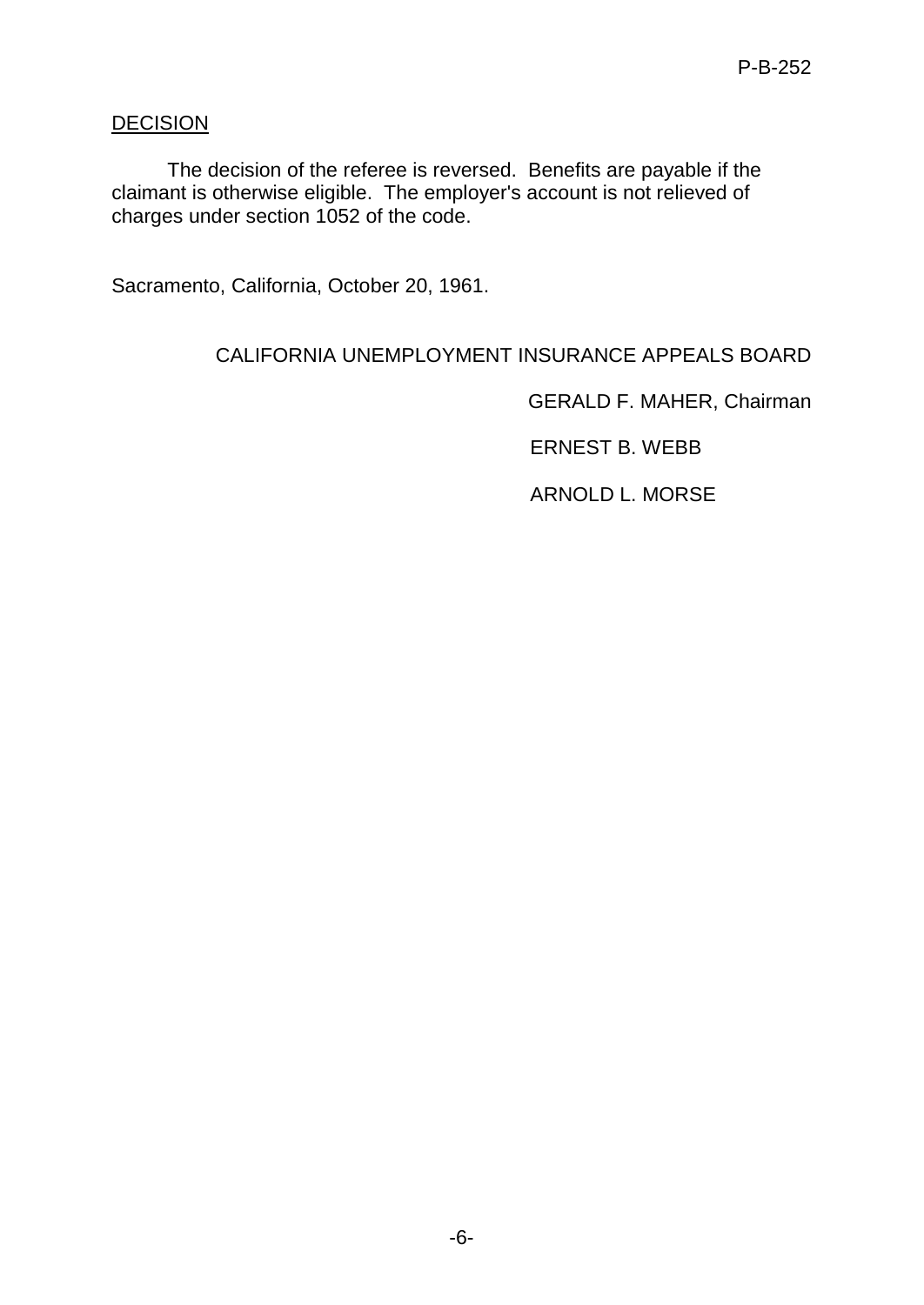DECISION

The decision of the referee is reversed. Benefits are payable if the claimant is otherwise eligible. The employer's account is not relieved of charges under section 1052 of the code.

Sacramento, California, October 20, 1961.

CALIFORNIA UNEMPLOYMENT INSURANCE APPEALS BOARD

GERALD F. MAHER, Chairman

ERNEST B. WEBB

ARNOLD L. MORSE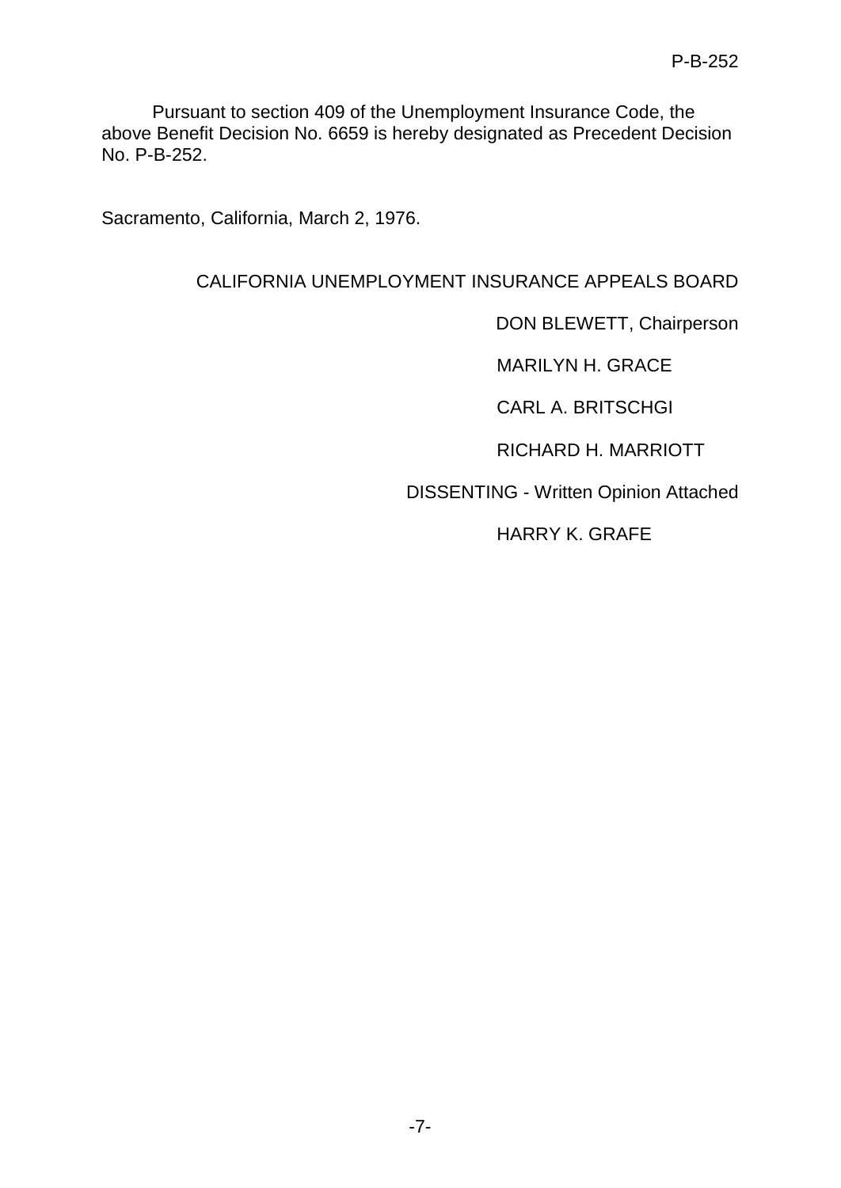Pursuant to section 409 of the Unemployment Insurance Code, the above Benefit Decision No. 6659 is hereby designated as Precedent Decision No. P-B-252.

Sacramento, California, March 2, 1976.

CALIFORNIA UNEMPLOYMENT INSURANCE APPEALS BOARD

DON BLEWETT, Chairperson

MARILYN H. GRACE

CARL A. BRITSCHGI

RICHARD H. MARRIOTT

DISSENTING - Written Opinion Attached

HARRY K. GRAFE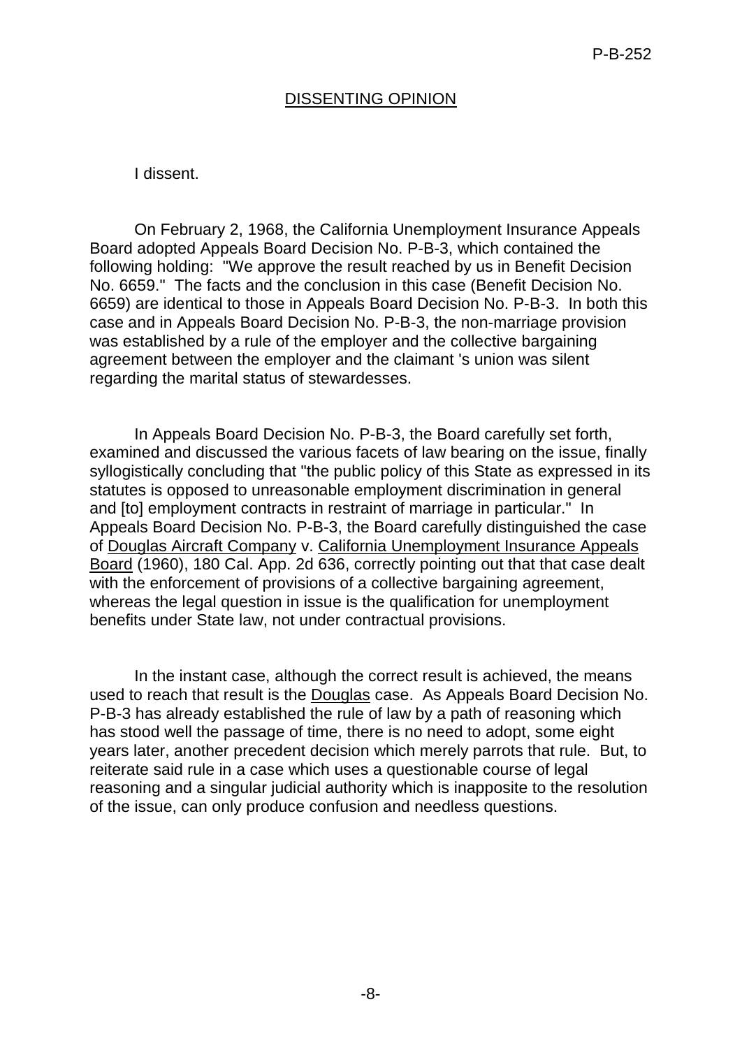## DISSENTING OPINION

I dissent.

On February 2, 1968, the California Unemployment Insurance Appeals Board adopted Appeals Board Decision No. P-B-3, which contained the following holding: "We approve the result reached by us in Benefit Decision No. 6659." The facts and the conclusion in this case (Benefit Decision No. 6659) are identical to those in Appeals Board Decision No. P-B-3. In both this case and in Appeals Board Decision No. P-B-3, the non-marriage provision was established by a rule of the employer and the collective bargaining agreement between the employer and the claimant 's union was silent regarding the marital status of stewardesses.

In Appeals Board Decision No. P-B-3, the Board carefully set forth, examined and discussed the various facets of law bearing on the issue, finally syllogistically concluding that "the public policy of this State as expressed in its statutes is opposed to unreasonable employment discrimination in general and [to] employment contracts in restraint of marriage in particular." In Appeals Board Decision No. P-B-3, the Board carefully distinguished the case of Douglas Aircraft Company v. California Unemployment Insurance Appeals Board (1960), 180 Cal. App. 2d 636, correctly pointing out that that case dealt with the enforcement of provisions of a collective bargaining agreement, whereas the legal question in issue is the qualification for unemployment benefits under State law, not under contractual provisions.

In the instant case, although the correct result is achieved, the means used to reach that result is the Douglas case. As Appeals Board Decision No. P-B-3 has already established the rule of law by a path of reasoning which has stood well the passage of time, there is no need to adopt, some eight years later, another precedent decision which merely parrots that rule. But, to reiterate said rule in a case which uses a questionable course of legal reasoning and a singular judicial authority which is inapposite to the resolution of the issue, can only produce confusion and needless questions.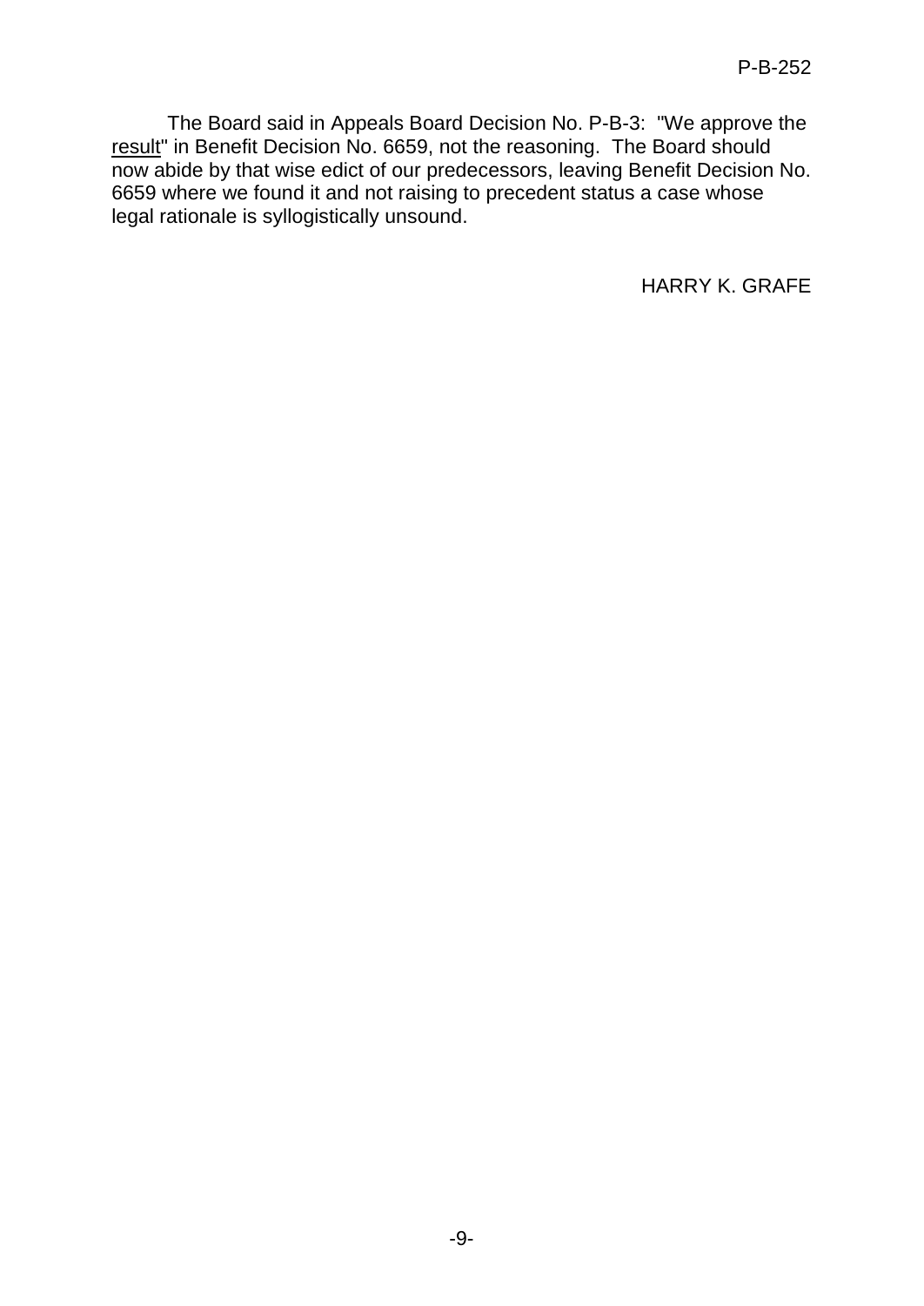The Board said in Appeals Board Decision No. P-B-3: "We approve the <u>result</u>" in Benefit Decision No. 6659, not the reasoning. The Board should now abide by that wise edict of our predecessors, leaving Benefit Decision No. 6659 where we found it and not raising to precedent status a case whose legal rationale is syllogistically unsound.

HARRY K. GRAFE